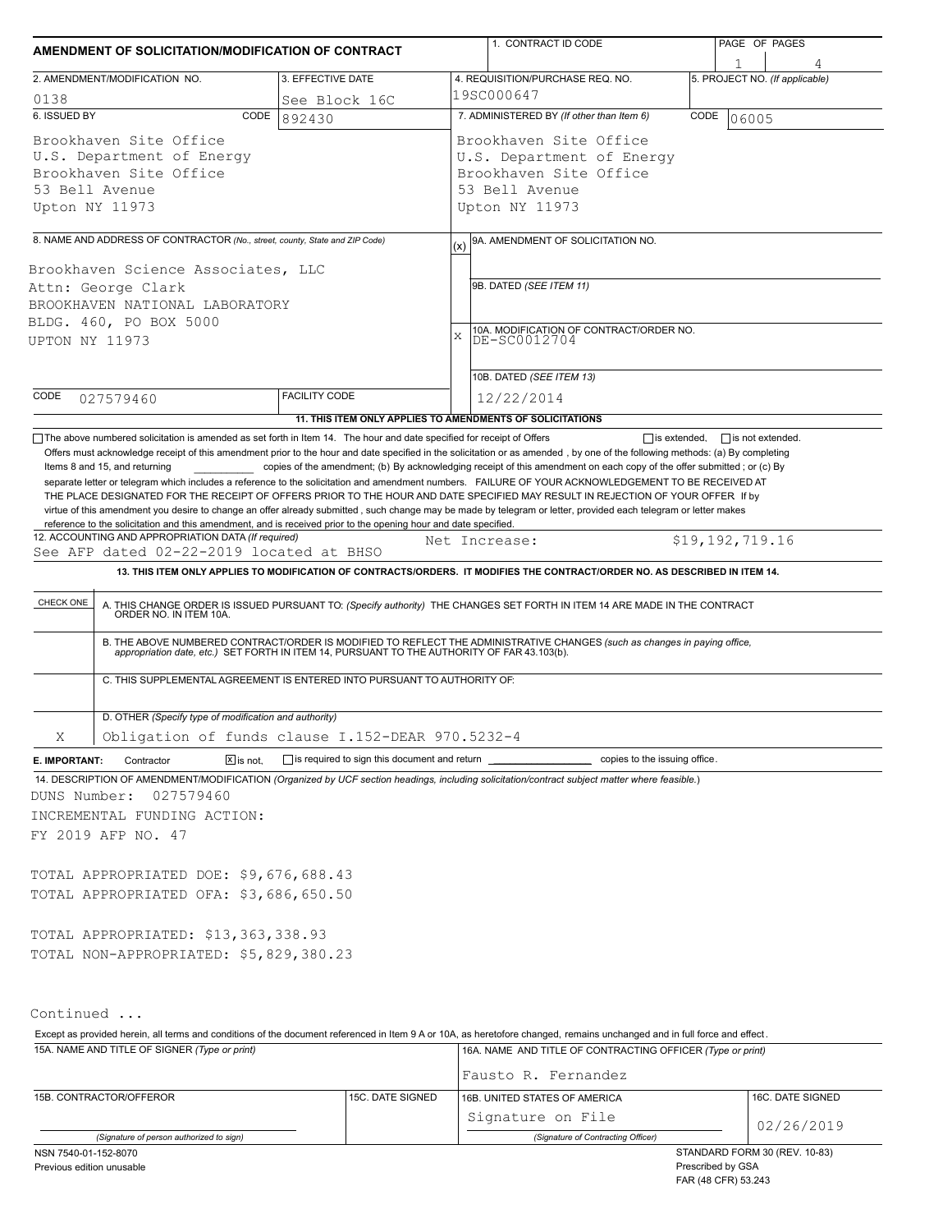# AMENDMENT OF SOLICITATION/MODIFICATION OF CONTRACT

| 1. CONTRACT ID CODE | PAGE OF PAGES |
|---|---|
| | 1 4 |

| 2. AMENDMENT/MODIFICATION NO. | 3. EFFECTIVE DATE | 4. REQUISITION/PURCHASE REQ. NO. | 5. PROJECT NO. (If applicable) |
|---|---|---|---|
| 0138 | See Block 16C | 19SC000647 | |

| 6. ISSUED BY CODE 892430 | 7. ADMINISTERED BY (If other than Item 6) CODE 06005 |
|---|---|
| Brookhaven Site Office<br>U.S. Department of Energy<br>Brookhaven Site Office<br>53 Bell Avenue<br>Upton NY 11973 | Brookhaven Site Office<br>U.S. Department of Energy<br>Brookhaven Site Office<br>53 Bell Avenue<br>Upton NY 11973 |

**8. NAME AND ADDRESS OF CONTRACTOR** (No., street, county, State and ZIP Code)

Brookhaven Science Associates, LLC
Attn: George Clark
BROOKHAVEN NATIONAL LABORATORY
BLDG. 460, PO BOX 5000
UPTON NY 11973

CODE 027579460 FACILITY CODE

(x) 9A. AMENDMENT OF SOLICITATION NO.

9B. DATED (SEE ITEM 11)

X 10A. MODIFICATION OF CONTRACT/ORDER NO. DE-SC0012704

10B. DATED (SEE ITEM 13) 12/22/2014

**11. THIS ITEM ONLY APPLIES TO AMENDMENTS OF SOLICITATIONS**

☐ The above numbered solicitation is amended as set forth in Item 14. The hour and date specified for receipt of Offers ☐ is extended, ☐ is not extended.

Offers must acknowledge receipt of this amendment prior to the hour and date specified in the solicitation or as amended , by one of the following methods: (a) By completing Items 8 and 15, and returning __________ copies of the amendment; (b) By acknowledging receipt of this amendment on each copy of the offer submitted ; or (c) By separate letter or telegram which includes a reference to the solicitation and amendment numbers. FAILURE OF YOUR ACKNOWLEDGEMENT TO BE RECEIVED AT THE PLACE DESIGNATED FOR THE RECEIPT OF OFFERS PRIOR TO THE HOUR AND DATE SPECIFIED MAY RESULT IN REJECTION OF YOUR OFFER If by virtue of this amendment you desire to change an offer already submitted , such change may be made by telegram or letter, provided each telegram or letter makes reference to the solicitation and this amendment, and is received prior to the opening hour and date specified.

**12. ACCOUNTING AND APPROPRIATION DATA** (If required)
See AFP dated 02-22-2019 located at BHSO Net Increase: $19,192,719.16

**13. THIS ITEM ONLY APPLIES TO MODIFICATION OF CONTRACTS/ORDERS. IT MODIFIES THE CONTRACT/ORDER NO. AS DESCRIBED IN ITEM 14.**

| CHECK ONE | |
|---|---|
| | A. THIS CHANGE ORDER IS ISSUED PURSUANT TO: (Specify authority) THE CHANGES SET FORTH IN ITEM 14 ARE MADE IN THE CONTRACT ORDER NO. IN ITEM 10A. |
| | B. THE ABOVE NUMBERED CONTRACT/ORDER IS MODIFIED TO REFLECT THE ADMINISTRATIVE CHANGES (such as changes in paying office, appropriation date, etc.) SET FORTH IN ITEM 14, PURSUANT TO THE AUTHORITY OF FAR 43.103(b). |
| | C. THIS SUPPLEMENTAL AGREEMENT IS ENTERED INTO PURSUANT TO AUTHORITY OF: |
| X | D. OTHER (Specify type of modification and authority)<br>Obligation of funds clause I.152-DEAR 970.5232-4 |

**E. IMPORTANT:** Contractor ☒ is not, ☐ is required to sign this document and return __________ copies to the issuing office.

**14. DESCRIPTION OF AMENDMENT/MODIFICATION** (Organized by UCF section headings, including solicitation/contract subject matter where feasible.)

DUNS Number: 027579460
INCREMENTAL FUNDING ACTION:
FY 2019 AFP NO. 47

TOTAL APPROPRIATED DOE: $9,676,688.43
TOTAL APPROPRIATED OFA: $3,686,650.50

TOTAL APPROPRIATED: $13,363,338.93
TOTAL NON-APPROPRIATED: $5,829,380.23

Continued ...

Except as provided herein, all terms and conditions of the document referenced in Item 9 A or 10A, as heretofore changed, remains unchanged and in full force and effect.

| 15A. NAME AND TITLE OF SIGNER (Type or print) | | 16A. NAME AND TITLE OF CONTRACTING OFFICER (Type or print) | |
|---|---|---|---|
| | | Fausto R. Fernandez | |
| 15B. CONTRACTOR/OFFEROR | 15C. DATE SIGNED | 16B. UNITED STATES OF AMERICA | 16C. DATE SIGNED |
| (Signature of person authorized to sign) | | Signature on File<br>(Signature of Contracting Officer) | 02/26/2019 |

NSN 7540-01-152-8070
Previous edition unusable

STANDARD FORM 30 (REV. 10-83)
Prescribed by GSA
FAR (48 CFR) 53.243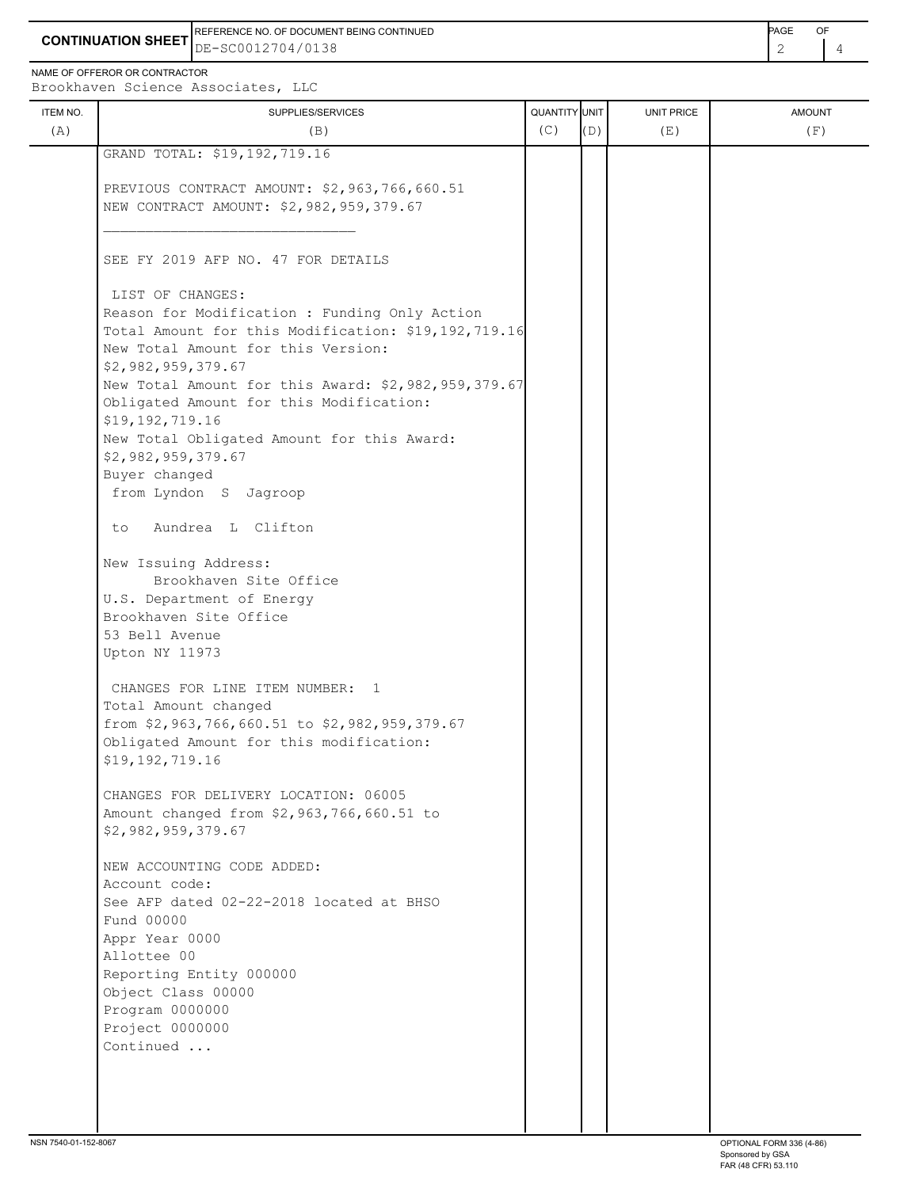**CONTINUATION SHEET**

REFERENCE NO. OF DOCUMENT BEING CONTINUED: DE-SC0012704/0138

NAME OF OFFEROR OR CONTRACTOR: Brookhaven Science Associates, LLC

| ITEM NO. (A) | SUPPLIES/SERVICES (B) | QUANTITY (C) | UNIT (D) | UNIT PRICE (E) | AMOUNT (F) |
|---|---|---|---|---|---|
| | GRAND TOTAL: $19,192,719.16<br><br>PREVIOUS CONTRACT AMOUNT: $2,963,766,660.51<br>NEW CONTRACT AMOUNT: $2,982,959,379.67<br>\_\_\_\_\_\_\_\_\_\_\_\_\_\_\_\_\_\_\_\_\_\_\_\_\_\_\_\_\_\_<br><br>SEE FY 2019 AFP NO. 47 FOR DETAILS<br><br>LIST OF CHANGES:<br>Reason for Modification : Funding Only Action<br>Total Amount for this Modification: $19,192,719.16<br>New Total Amount for this Version: $2,982,959,379.67<br>New Total Amount for this Award: $2,982,959,379.67<br>Obligated Amount for this Modification: $19,192,719.16<br>New Total Obligated Amount for this Award: $2,982,959,379.67<br>Buyer changed<br>from Lyndon S Jagroop<br><br>to Aundrea L Clifton<br><br>New Issuing Address:<br>Brookhaven Site Office<br>U.S. Department of Energy<br>Brookhaven Site Office<br>53 Bell Avenue<br>Upton NY 11973<br><br>CHANGES FOR LINE ITEM NUMBER: 1<br>Total Amount changed<br>from $2,963,766,660.51 to $2,982,959,379.67<br>Obligated Amount for this modification: $19,192,719.16<br><br>CHANGES FOR DELIVERY LOCATION: 06005<br>Amount changed from $2,963,766,660.51 to $2,982,959,379.67<br><br>NEW ACCOUNTING CODE ADDED:<br>Account code:<br>See AFP dated 02-22-2018 located at BHSO<br>Fund 00000<br>Appr Year 0000<br>Allottee 00<br>Reporting Entity 000000<br>Object Class 00000<br>Program 0000000<br>Project 0000000<br>Continued ... | | | | |

NSN 7540-01-152-8067

OPTIONAL FORM 336 (4-86)
Sponsored by GSA
FAR (48 CFR) 53.110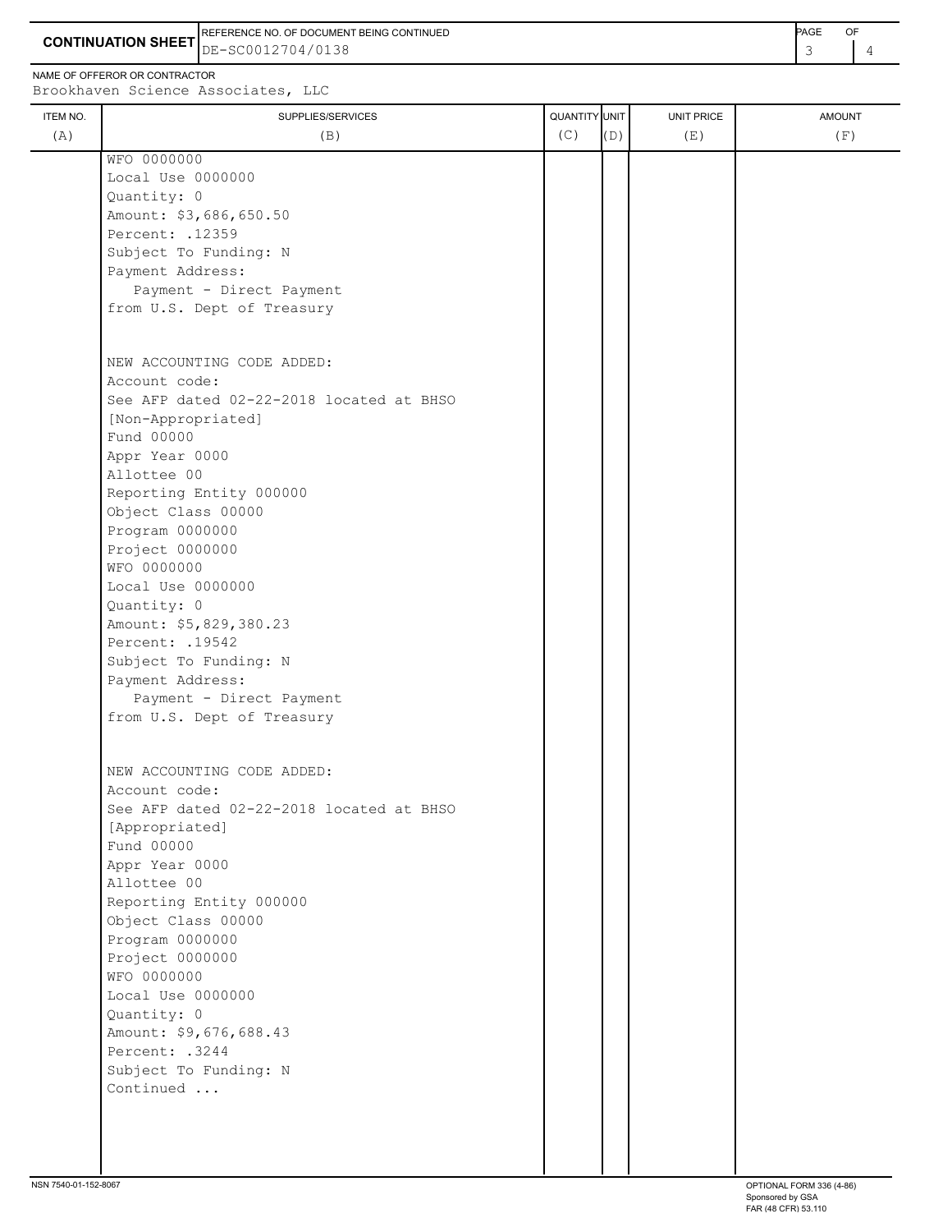**CONTINUATION SHEET**

REFERENCE NO. OF DOCUMENT BEING CONTINUED: DE-SC0012704/0138

NAME OF OFFEROR OR CONTRACTOR: Brookhaven Science Associates, LLC

| ITEM NO. (A) | SUPPLIES/SERVICES (B) | QUANTITY (C) | UNIT (D) | UNIT PRICE (E) | AMOUNT (F) |
|---|---|---|---|---|---|
| | WFO 0000000<br>Local Use 0000000<br>Quantity: 0<br>Amount: $3,686,650.50<br>Percent: .12359<br>Subject To Funding: N<br>Payment Address:<br>Payment - Direct Payment<br>from U.S. Dept of Treasury<br><br>NEW ACCOUNTING CODE ADDED:<br>Account code:<br>See AFP dated 02-22-2018 located at BHSO<br>[Non-Appropriated]<br>Fund 00000<br>Appr Year 0000<br>Allottee 00<br>Reporting Entity 000000<br>Object Class 00000<br>Program 0000000<br>Project 0000000<br>WFO 0000000<br>Local Use 0000000<br>Quantity: 0<br>Amount: $5,829,380.23<br>Percent: .19542<br>Subject To Funding: N<br>Payment Address:<br>Payment - Direct Payment<br>from U.S. Dept of Treasury<br><br>NEW ACCOUNTING CODE ADDED:<br>Account code:<br>See AFP dated 02-22-2018 located at BHSO<br>[Appropriated]<br>Fund 00000<br>Appr Year 0000<br>Allottee 00<br>Reporting Entity 000000<br>Object Class 00000<br>Program 0000000<br>Project 0000000<br>WFO 0000000<br>Local Use 0000000<br>Quantity: 0<br>Amount: $9,676,688.43<br>Percent: .3244<br>Subject To Funding: N<br>Continued ... | | | | |

NSN 7540-01-152-8067

OPTIONAL FORM 336 (4-86)
Sponsored by GSA
FAR (48 CFR) 53.110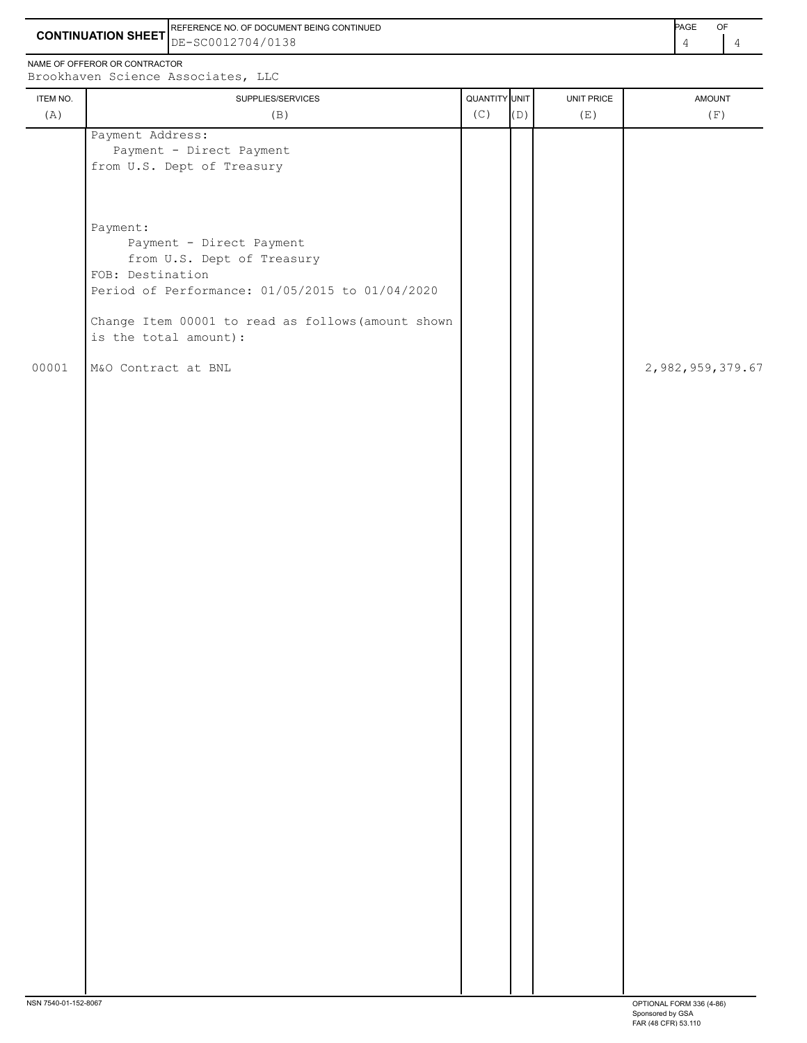**CONTINUATION SHEET**

REFERENCE NO. OF DOCUMENT BEING CONTINUED: DE-SC0012704/0138

NAME OF OFFEROR OR CONTRACTOR: Brookhaven Science Associates, LLC

| ITEM NO. (A) | SUPPLIES/SERVICES (B) | QUANTITY (C) | UNIT (D) | UNIT PRICE (E) | AMOUNT (F) |
|---|---|---|---|---|---|
| | Payment Address:<br>Payment - Direct Payment<br>from U.S. Dept of Treasury<br><br>Payment:<br>Payment - Direct Payment<br>from U.S. Dept of Treasury<br>FOB: Destination<br>Period of Performance: 01/05/2015 to 01/04/2020<br><br>Change Item 00001 to read as follows(amount shown is the total amount): | | | | |
| 00001 | M&O Contract at BNL | | | | 2,982,959,379.67 |

NSN 7540-01-152-8067

OPTIONAL FORM 336 (4-86)
Sponsored by GSA
FAR (48 CFR) 53.110